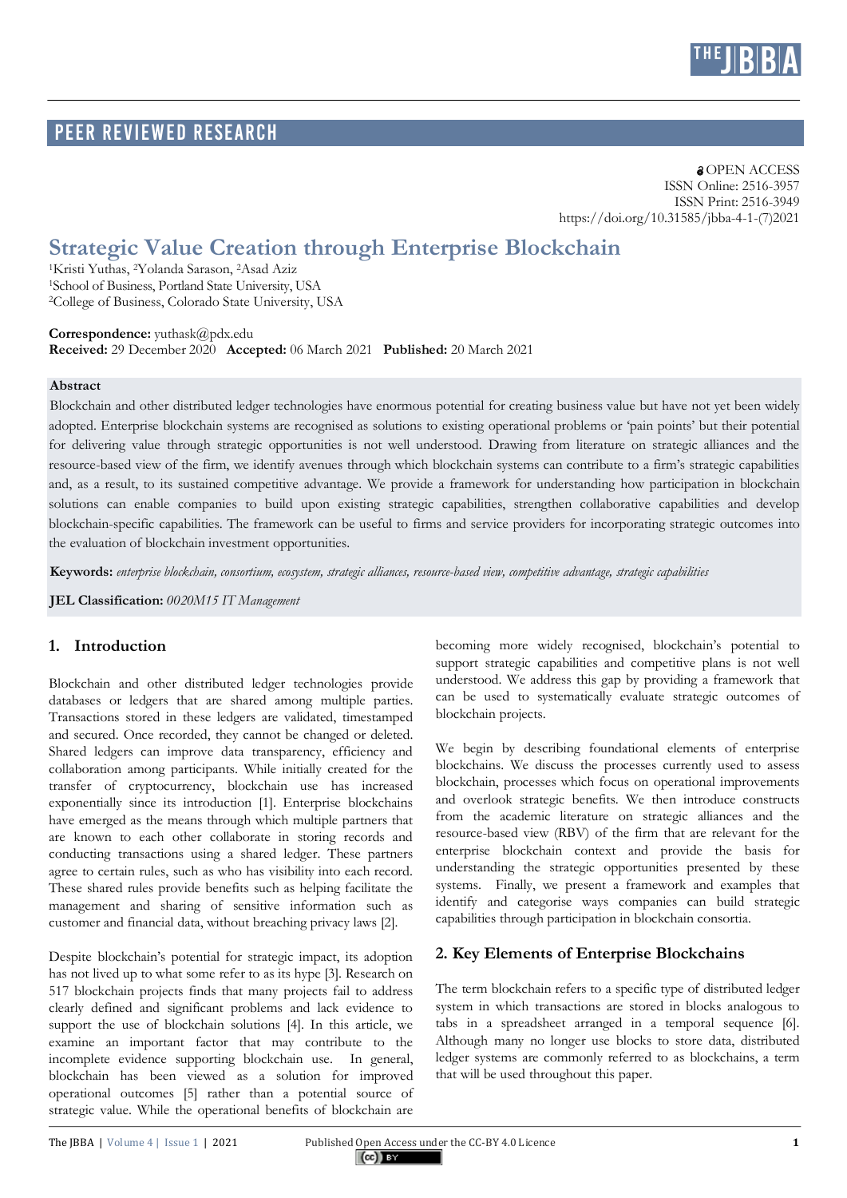PEER REVIEWED RESEARCH

OPEN ACCESS
ISSN Online: 2516-3957
ISSN Print: 2516-3949
https://doi.org/10.31585/jbba-4-1-(7)2021

# Strategic Value Creation through Enterprise Blockchain

[1]Kristi Yuthas, [2]Yolanda Sarason, [2]Asad Aziz
[1]School of Business, Portland State University, USA
[2]College of Business, Colorado State University, USA

**Correspondence:** yuthask@pdx.edu
**Received:** 29 December 2020 **Accepted:** 06 March 2021 **Published:** 20 March 2021

**Abstract**

Blockchain and other distributed ledger technologies have enormous potential for creating business value but have not yet been widely adopted. Enterprise blockchain systems are recognised as solutions to existing operational problems or 'pain points' but their potential for delivering value through strategic opportunities is not well understood. Drawing from literature on strategic alliances and the resource-based view of the firm, we identify avenues through which blockchain systems can contribute to a firm's strategic capabilities and, as a result, to its sustained competitive advantage. We provide a framework for understanding how participation in blockchain solutions can enable companies to build upon existing strategic capabilities, strengthen collaborative capabilities and develop blockchain-specific capabilities. The framework can be useful to firms and service providers for incorporating strategic outcomes into the evaluation of blockchain investment opportunities.

**Keywords:** *enterprise blockchain, consortium, ecosystem, strategic alliances, resource-based view, competitive advantage, strategic capabilities*

**JEL Classification:** *0020M15 IT Management*

## 1. Introduction

Blockchain and other distributed ledger technologies provide databases or ledgers that are shared among multiple parties. Transactions stored in these ledgers are validated, timestamped and secured. Once recorded, they cannot be changed or deleted. Shared ledgers can improve data transparency, efficiency and collaboration among participants. While initially created for the transfer of cryptocurrency, blockchain use has increased exponentially since its introduction [1]. Enterprise blockchains have emerged as the means through which multiple partners that are known to each other collaborate in storing records and conducting transactions using a shared ledger. These partners agree to certain rules, such as who has visibility into each record. These shared rules provide benefits such as helping facilitate the management and sharing of sensitive information such as customer and financial data, without breaching privacy laws [2].

Despite blockchain's potential for strategic impact, its adoption has not lived up to what some refer to as its hype [3]. Research on 517 blockchain projects finds that many projects fail to address clearly defined and significant problems and lack evidence to support the use of blockchain solutions [4]. In this article, we examine an important factor that may contribute to the incomplete evidence supporting blockchain use. In general, blockchain has been viewed as a solution for improved operational outcomes [5] rather than a potential source of strategic value. While the operational benefits of blockchain are becoming more widely recognised, blockchain's potential to support strategic capabilities and competitive plans is not well understood. We address this gap by providing a framework that can be used to systematically evaluate strategic outcomes of blockchain projects.

We begin by describing foundational elements of enterprise blockchains. We discuss the processes currently used to assess blockchain, processes which focus on operational improvements and overlook strategic benefits. We then introduce constructs from the academic literature on strategic alliances and the resource-based view (RBV) of the firm that are relevant for the enterprise blockchain context and provide the basis for understanding the strategic opportunities presented by these systems. Finally, we present a framework and examples that identify and categorise ways companies can build strategic capabilities through participation in blockchain consortia.

## 2. Key Elements of Enterprise Blockchains

The term blockchain refers to a specific type of distributed ledger system in which transactions are stored in blocks analogous to tabs in a spreadsheet arranged in a temporal sequence [6]. Although many no longer use blocks to store data, distributed ledger systems are commonly referred to as blockchains, a term that will be used throughout this paper.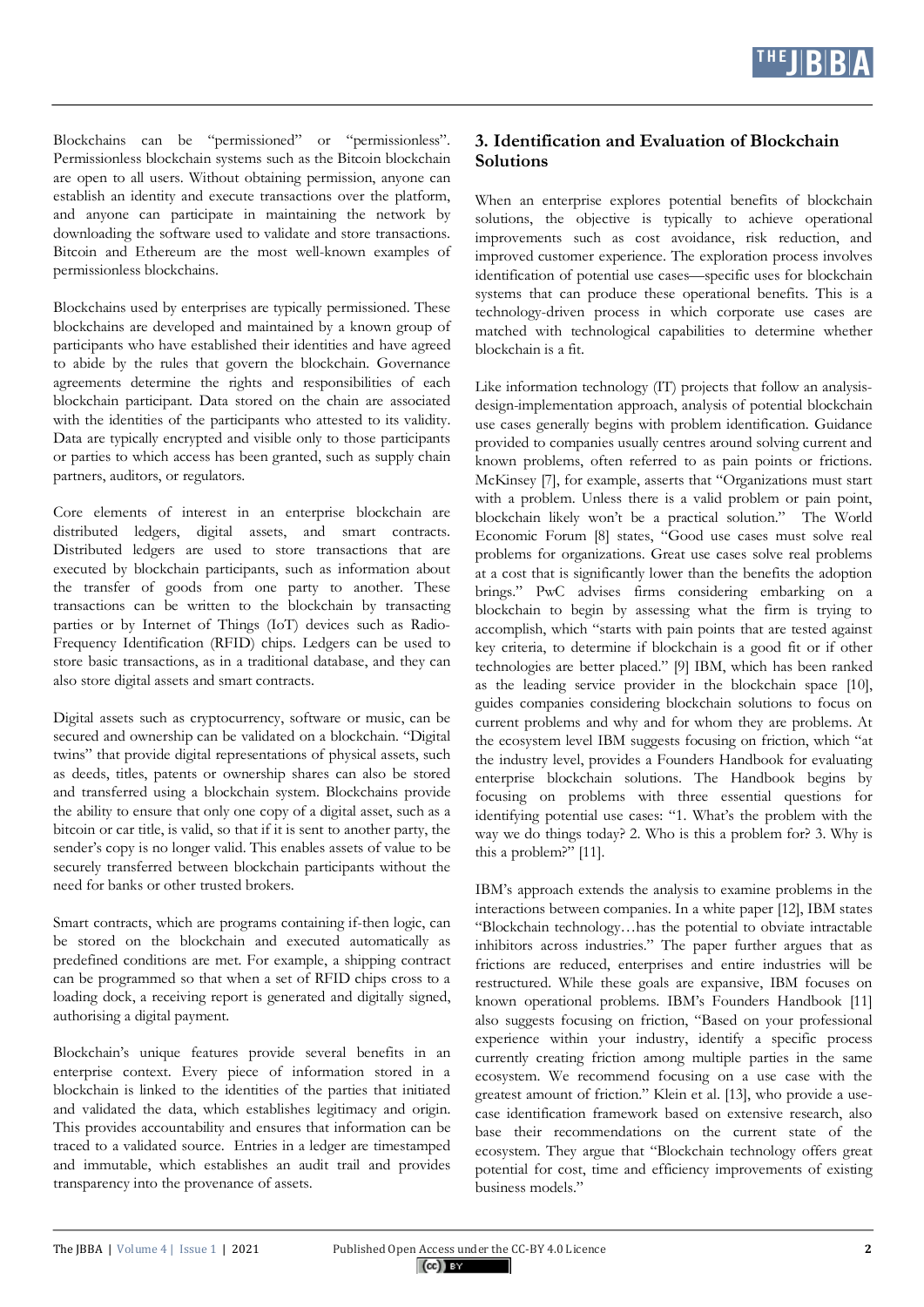Blockchains can be "permissioned" or "permissionless". Permissionless blockchain systems such as the Bitcoin blockchain are open to all users. Without obtaining permission, anyone can establish an identity and execute transactions over the platform, and anyone can participate in maintaining the network by downloading the software used to validate and store transactions. Bitcoin and Ethereum are the most well-known examples of permissionless blockchains.

Blockchains used by enterprises are typically permissioned. These blockchains are developed and maintained by a known group of participants who have established their identities and have agreed to abide by the rules that govern the blockchain. Governance agreements determine the rights and responsibilities of each blockchain participant. Data stored on the chain are associated with the identities of the participants who attested to its validity. Data are typically encrypted and visible only to those participants or parties to which access has been granted, such as supply chain partners, auditors, or regulators.

Core elements of interest in an enterprise blockchain are distributed ledgers, digital assets, and smart contracts. Distributed ledgers are used to store transactions that are executed by blockchain participants, such as information about the transfer of goods from one party to another. These transactions can be written to the blockchain by transacting parties or by Internet of Things (IoT) devices such as Radio-Frequency Identification (RFID) chips. Ledgers can be used to store basic transactions, as in a traditional database, and they can also store digital assets and smart contracts.

Digital assets such as cryptocurrency, software or music, can be secured and ownership can be validated on a blockchain. "Digital twins" that provide digital representations of physical assets, such as deeds, titles, patents or ownership shares can also be stored and transferred using a blockchain system. Blockchains provide the ability to ensure that only one copy of a digital asset, such as a bitcoin or car title, is valid, so that if it is sent to another party, the sender's copy is no longer valid. This enables assets of value to be securely transferred between blockchain participants without the need for banks or other trusted brokers.

Smart contracts, which are programs containing if-then logic, can be stored on the blockchain and executed automatically as predefined conditions are met. For example, a shipping contract can be programmed so that when a set of RFID chips cross to a loading dock, a receiving report is generated and digitally signed, authorising a digital payment.

Blockchain's unique features provide several benefits in an enterprise context. Every piece of information stored in a blockchain is linked to the identities of the parties that initiated and validated the data, which establishes legitimacy and origin. This provides accountability and ensures that information can be traced to a validated source. Entries in a ledger are timestamped and immutable, which establishes an audit trail and provides transparency into the provenance of assets.

## 3. Identification and Evaluation of Blockchain Solutions

When an enterprise explores potential benefits of blockchain solutions, the objective is typically to achieve operational improvements such as cost avoidance, risk reduction, and improved customer experience. The exploration process involves identification of potential use cases—specific uses for blockchain systems that can produce these operational benefits. This is a technology-driven process in which corporate use cases are matched with technological capabilities to determine whether blockchain is a fit.

Like information technology (IT) projects that follow an analysis-design-implementation approach, analysis of potential blockchain use cases generally begins with problem identification. Guidance provided to companies usually centres around solving current and known problems, often referred to as pain points or frictions. McKinsey [7], for example, asserts that "Organizations must start with a problem. Unless there is a valid problem or pain point, blockchain likely won't be a practical solution." The World Economic Forum [8] states, "Good use cases must solve real problems for organizations. Great use cases solve real problems at a cost that is significantly lower than the benefits the adoption brings." PwC advises firms considering embarking on a blockchain to begin by assessing what the firm is trying to accomplish, which "starts with pain points that are tested against key criteria, to determine if blockchain is a good fit or if other technologies are better placed." [9] IBM, which has been ranked as the leading service provider in the blockchain space [10], guides companies considering blockchain solutions to focus on current problems and why and for whom they are problems. At the ecosystem level IBM suggests focusing on friction, which "at the industry level, provides a Founders Handbook for evaluating enterprise blockchain solutions. The Handbook begins by focusing on problems with three essential questions for identifying potential use cases: "1. What's the problem with the way we do things today? 2. Who is this a problem for? 3. Why is this a problem?" [11].

IBM's approach extends the analysis to examine problems in the interactions between companies. In a white paper [12], IBM states "Blockchain technology…has the potential to obviate intractable inhibitors across industries." The paper further argues that as frictions are reduced, enterprises and entire industries will be restructured. While these goals are expansive, IBM focuses on known operational problems. IBM's Founders Handbook [11] also suggests focusing on friction, "Based on your professional experience within your industry, identify a specific process currently creating friction among multiple parties in the same ecosystem. We recommend focusing on a use case with the greatest amount of friction." Klein et al. [13], who provide a use-case identification framework based on extensive research, also base their recommendations on the current state of the ecosystem. They argue that "Blockchain technology offers great potential for cost, time and efficiency improvements of existing business models."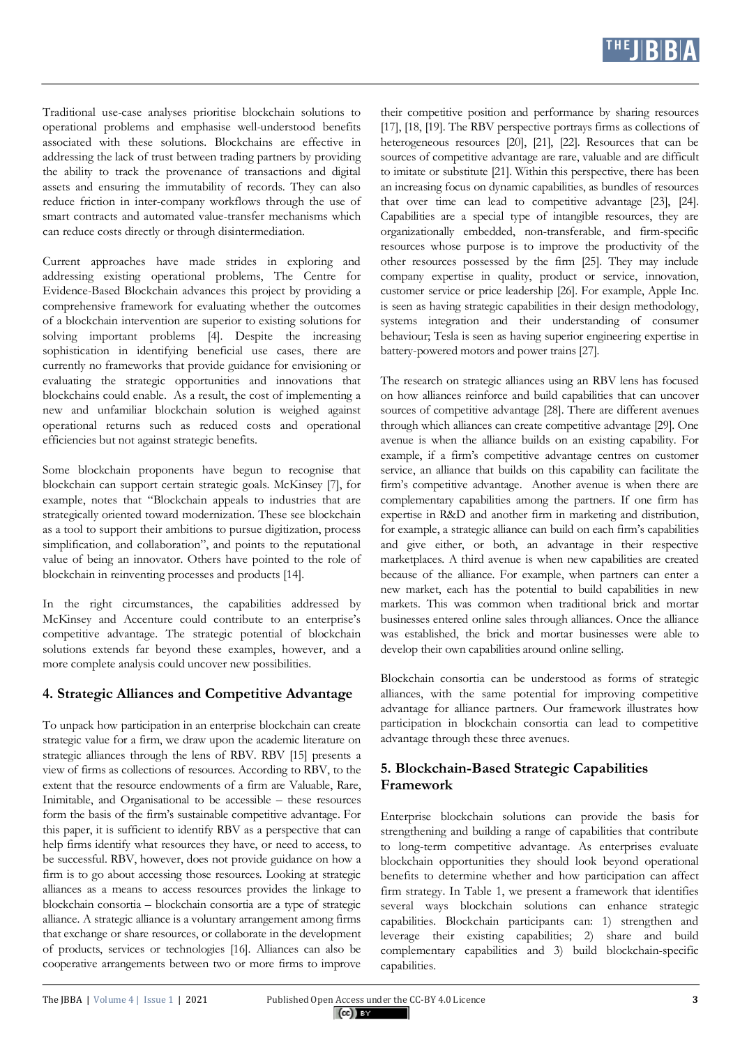Traditional use-case analyses prioritise blockchain solutions to operational problems and emphasise well-understood benefits associated with these solutions. Blockchains are effective in addressing the lack of trust between trading partners by providing the ability to track the provenance of transactions and digital assets and ensuring the immutability of records. They can also reduce friction in inter-company workflows through the use of smart contracts and automated value-transfer mechanisms which can reduce costs directly or through disintermediation.

Current approaches have made strides in exploring and addressing existing operational problems, The Centre for Evidence-Based Blockchain advances this project by providing a comprehensive framework for evaluating whether the outcomes of a blockchain intervention are superior to existing solutions for solving important problems [4]. Despite the increasing sophistication in identifying beneficial use cases, there are currently no frameworks that provide guidance for envisioning or evaluating the strategic opportunities and innovations that blockchains could enable. As a result, the cost of implementing a new and unfamiliar blockchain solution is weighed against operational returns such as reduced costs and operational efficiencies but not against strategic benefits.

Some blockchain proponents have begun to recognise that blockchain can support certain strategic goals. McKinsey [7], for example, notes that "Blockchain appeals to industries that are strategically oriented toward modernization. These see blockchain as a tool to support their ambitions to pursue digitization, process simplification, and collaboration", and points to the reputational value of being an innovator. Others have pointed to the role of blockchain in reinventing processes and products [14].

In the right circumstances, the capabilities addressed by McKinsey and Accenture could contribute to an enterprise's competitive advantage. The strategic potential of blockchain solutions extends far beyond these examples, however, and a more complete analysis could uncover new possibilities.

## 4. Strategic Alliances and Competitive Advantage

To unpack how participation in an enterprise blockchain can create strategic value for a firm, we draw upon the academic literature on strategic alliances through the lens of RBV. RBV [15] presents a view of firms as collections of resources. According to RBV, to the extent that the resource endowments of a firm are Valuable, Rare, Inimitable, and Organisational to be accessible – these resources form the basis of the firm's sustainable competitive advantage. For this paper, it is sufficient to identify RBV as a perspective that can help firms identify what resources they have, or need to access, to be successful. RBV, however, does not provide guidance on how a firm is to go about accessing those resources. Looking at strategic alliances as a means to access resources provides the linkage to blockchain consortia – blockchain consortia are a type of strategic alliance. A strategic alliance is a voluntary arrangement among firms that exchange or share resources, or collaborate in the development of products, services or technologies [16]. Alliances can also be cooperative arrangements between two or more firms to improve their competitive position and performance by sharing resources [17], [18], [19]. The RBV perspective portrays firms as collections of heterogeneous resources [20], [21], [22]. Resources that can be sources of competitive advantage are rare, valuable and are difficult to imitate or substitute [21]. Within this perspective, there has been an increasing focus on dynamic capabilities, as bundles of resources that over time can lead to competitive advantage [23], [24]. Capabilities are a special type of intangible resources, they are organizationally embedded, non-transferable, and firm-specific resources whose purpose is to improve the productivity of the other resources possessed by the firm [25]. They may include company expertise in quality, product or service, innovation, customer service or price leadership [26]. For example, Apple Inc. is seen as having strategic capabilities in their design methodology, systems integration and their understanding of consumer behaviour; Tesla is seen as having superior engineering expertise in battery-powered motors and power trains [27].

The research on strategic alliances using an RBV lens has focused on how alliances reinforce and build capabilities that can uncover sources of competitive advantage [28]. There are different avenues through which alliances can create competitive advantage [29]. One avenue is when the alliance builds on an existing capability. For example, if a firm's competitive advantage centres on customer service, an alliance that builds on this capability can facilitate the firm's competitive advantage. Another avenue is when there are complementary capabilities among the partners. If one firm has expertise in R&D and another firm in marketing and distribution, for example, a strategic alliance can build on each firm's capabilities and give either, or both, an advantage in their respective marketplaces. A third avenue is when new capabilities are created because of the alliance. For example, when partners can enter a new market, each has the potential to build capabilities in new markets. This was common when traditional brick and mortar businesses entered online sales through alliances. Once the alliance was established, the brick and mortar businesses were able to develop their own capabilities around online selling.

Blockchain consortia can be understood as forms of strategic alliances, with the same potential for improving competitive advantage for alliance partners. Our framework illustrates how participation in blockchain consortia can lead to competitive advantage through these three avenues.

## 5. Blockchain-Based Strategic Capabilities Framework

Enterprise blockchain solutions can provide the basis for strengthening and building a range of capabilities that contribute to long-term competitive advantage. As enterprises evaluate blockchain opportunities they should look beyond operational benefits to determine whether and how participation can affect firm strategy. In Table 1, we present a framework that identifies several ways blockchain solutions can enhance strategic capabilities. Blockchain participants can: 1) strengthen and leverage their existing capabilities; 2) share and build complementary capabilities and 3) build blockchain-specific capabilities.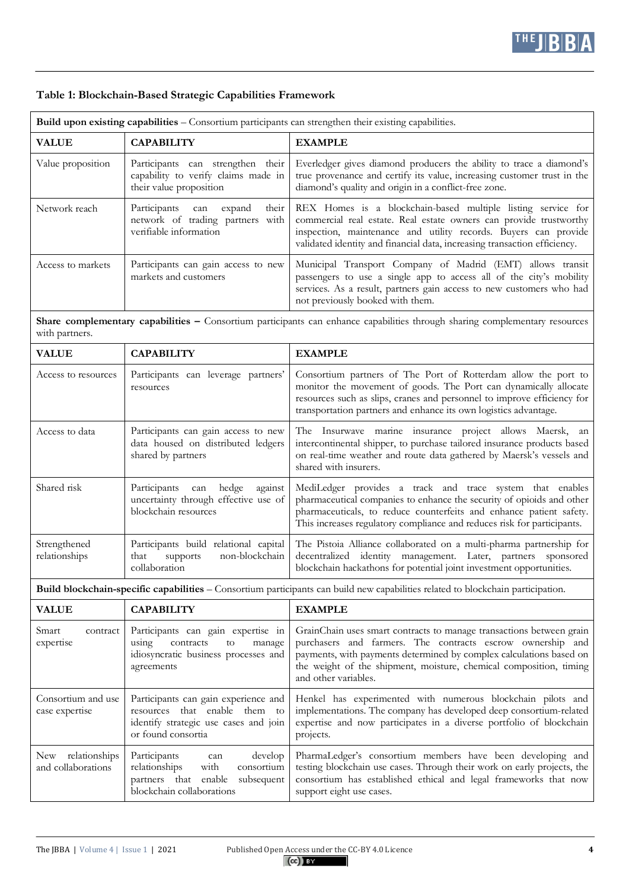**Table 1: Blockchain-Based Strategic Capabilities Framework**

| **Build upon existing capabilities** – Consortium participants can strengthen their existing capabilities. | | |
|---|---|---|
| **VALUE** | **CAPABILITY** | **EXAMPLE** |
| Value proposition | Participants can strengthen their capability to verify claims made in their value proposition | Everledger gives diamond producers the ability to trace a diamond's true provenance and certify its value, increasing customer trust in the diamond's quality and origin in a conflict-free zone. |
| Network reach | Participants can expand their network of trading partners with verifiable information | REX Homes is a blockchain-based multiple listing service for commercial real estate. Real estate owners can provide trustworthy inspection, maintenance and utility records. Buyers can provide validated identity and financial data, increasing transaction efficiency. |
| Access to markets | Participants can gain access to new markets and customers | Municipal Transport Company of Madrid (EMT) allows transit passengers to use a single app to access all of the city's mobility services. As a result, partners gain access to new customers who had not previously booked with them. |
| **Share complementary capabilities –** Consortium participants can enhance capabilities through sharing complementary resources with partners. | | |
| **VALUE** | **CAPABILITY** | **EXAMPLE** |
| Access to resources | Participants can leverage partners' resources | Consortium partners of The Port of Rotterdam allow the port to monitor the movement of goods. The Port can dynamically allocate resources such as slips, cranes and personnel to improve efficiency for transportation partners and enhance its own logistics advantage. |
| Access to data | Participants can gain access to new data housed on distributed ledgers shared by partners | The Insurwave marine insurance project allows Maersk, an intercontinental shipper, to purchase tailored insurance products based on real-time weather and route data gathered by Maersk's vessels and shared with insurers. |
| Shared risk | Participants can hedge against uncertainty through effective use of blockchain resources | MediLedger provides a track and trace system that enables pharmaceutical companies to enhance the security of opioids and other pharmaceuticals, to reduce counterfeits and enhance patient safety. This increases regulatory compliance and reduces risk for participants. |
| Strengthened relationships | Participants build relational capital that supports non-blockchain collaboration | The Pistoia Alliance collaborated on a multi-pharma partnership for decentralized identity management. Later, partners sponsored blockchain hackathons for potential joint investment opportunities. |
| **Build blockchain-specific capabilities** – Consortium participants can build new capabilities related to blockchain participation. | | |
| **VALUE** | **CAPABILITY** | **EXAMPLE** |
| Smart contract expertise | Participants can gain expertise in using contracts to manage idiosyncratic business processes and agreements | GrainChain uses smart contracts to manage transactions between grain purchasers and farmers. The contracts escrow ownership and payments, with payments determined by complex calculations based on the weight of the shipment, moisture, chemical composition, timing and other variables. |
| Consortium and use case expertise | Participants can gain experience and resources that enable them to identify strategic use cases and join or found consortia | Henkel has experimented with numerous blockchain pilots and implementations. The company has developed deep consortium-related expertise and now participates in a diverse portfolio of blockchain projects. |
| New relationships and collaborations | Participants can develop relationships with consortium partners that enable subsequent blockchain collaborations | PharmaLedger's consortium members have been developing and testing blockchain use cases. Through their work on early projects, the consortium has established ethical and legal frameworks that now support eight use cases. |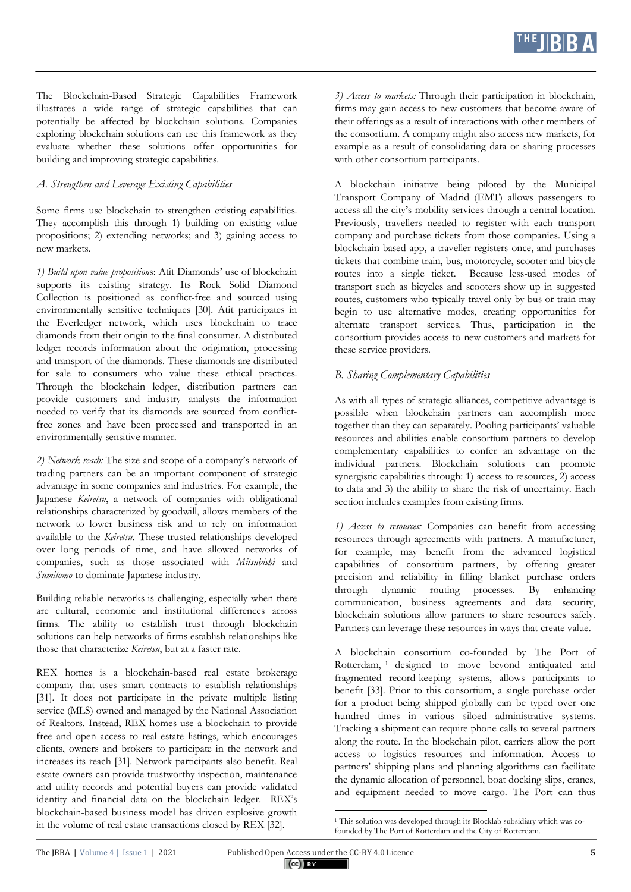The Blockchain-Based Strategic Capabilities Framework illustrates a wide range of strategic capabilities that can potentially be affected by blockchain solutions. Companies exploring blockchain solutions can use this framework as they evaluate whether these solutions offer opportunities for building and improving strategic capabilities.

### *A. Strengthen and Leverage Existing Capabilities*

Some firms use blockchain to strengthen existing capabilities. They accomplish this through 1) building on existing value propositions; 2) extending networks; and 3) gaining access to new markets.

*1) Build upon value propositions*: Atit Diamonds' use of blockchain supports its existing strategy. Its Rock Solid Diamond Collection is positioned as conflict-free and sourced using environmentally sensitive techniques [30]. Atit participates in the Everledger network, which uses blockchain to trace diamonds from their origin to the final consumer. A distributed ledger records information about the origination, processing and transport of the diamonds. These diamonds are distributed for sale to consumers who value these ethical practices. Through the blockchain ledger, distribution partners can provide customers and industry analysts the information needed to verify that its diamonds are sourced from conflict-free zones and have been processed and transported in an environmentally sensitive manner.

*2) Network reach:* The size and scope of a company's network of trading partners can be an important component of strategic advantage in some companies and industries. For example, the Japanese *Keiretsu*, a network of companies with obligational relationships characterized by goodwill, allows members of the network to lower business risk and to rely on information available to the *Keiretsu*. These trusted relationships developed over long periods of time, and have allowed networks of companies, such as those associated with *Mitsubishi* and *Sumitomo* to dominate Japanese industry.

Building reliable networks is challenging, especially when there are cultural, economic and institutional differences across firms. The ability to establish trust through blockchain solutions can help networks of firms establish relationships like those that characterize *Keiretsu*, but at a faster rate.

REX homes is a blockchain-based real estate brokerage company that uses smart contracts to establish relationships [31]. It does not participate in the private multiple listing service (MLS) owned and managed by the National Association of Realtors. Instead, REX homes use a blockchain to provide free and open access to real estate listings, which encourages clients, owners and brokers to participate in the network and increases its reach [31]. Network participants also benefit. Real estate owners can provide trustworthy inspection, maintenance and utility records and potential buyers can provide validated identity and financial data on the blockchain ledger. REX's blockchain-based business model has driven explosive growth in the volume of real estate transactions closed by REX [32].

*3) Access to markets:* Through their participation in blockchain, firms may gain access to new customers that become aware of their offerings as a result of interactions with other members of the consortium. A company might also access new markets, for example as a result of consolidating data or sharing processes with other consortium participants.

A blockchain initiative being piloted by the Municipal Transport Company of Madrid (EMT) allows passengers to access all the city's mobility services through a central location. Previously, travellers needed to register with each transport company and purchase tickets from those companies. Using a blockchain-based app, a traveller registers once, and purchases tickets that combine train, bus, motorcycle, scooter and bicycle routes into a single ticket. Because less-used modes of transport such as bicycles and scooters show up in suggested routes, customers who typically travel only by bus or train may begin to use alternative modes, creating opportunities for alternate transport services. Thus, participation in the consortium provides access to new customers and markets for these service providers.

### *B. Sharing Complementary Capabilities*

As with all types of strategic alliances, competitive advantage is possible when blockchain partners can accomplish more together than they can separately. Pooling participants' valuable resources and abilities enable consortium partners to develop complementary capabilities to confer an advantage on the individual partners. Blockchain solutions can promote synergistic capabilities through: 1) access to resources, 2) access to data and 3) the ability to share the risk of uncertainty. Each section includes examples from existing firms.

*1) Access to resources:* Companies can benefit from accessing resources through agreements with partners. A manufacturer, for example, may benefit from the advanced logistical capabilities of consortium partners, by offering greater precision and reliability in filling blanket purchase orders through dynamic routing processes. By enhancing communication, business agreements and data security, blockchain solutions allow partners to share resources safely. Partners can leverage these resources in ways that create value.

A blockchain consortium co-founded by The Port of Rotterdam,[1] designed to move beyond antiquated and fragmented record-keeping systems, allows participants to benefit [33]. Prior to this consortium, a single purchase order for a product being shipped globally can be typed over one hundred times in various siloed administrative systems. Tracking a shipment can require phone calls to several partners along the route. In the blockchain pilot, carriers allow the port access to logistics resources and information. Access to partners' shipping plans and planning algorithms can facilitate the dynamic allocation of personnel, boat docking slips, cranes, and equipment needed to move cargo. The Port can thus

[1] This solution was developed through its Blocklab subsidiary which was co-founded by The Port of Rotterdam and the City of Rotterdam.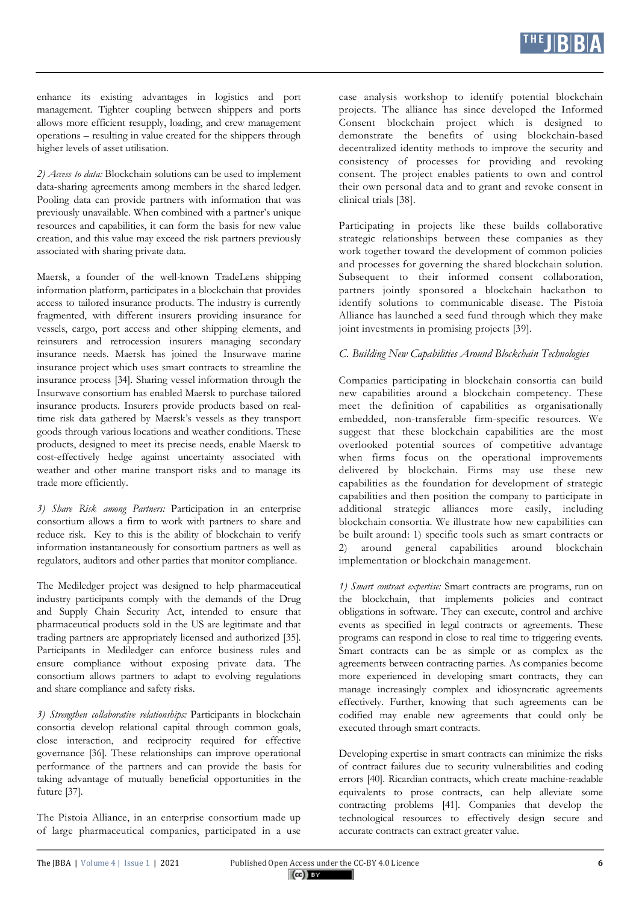enhance its existing advantages in logistics and port management. Tighter coupling between shippers and ports allows more efficient resupply, loading, and crew management operations – resulting in value created for the shippers through higher levels of asset utilisation.

*2) Access to data:* Blockchain solutions can be used to implement data-sharing agreements among members in the shared ledger. Pooling data can provide partners with information that was previously unavailable. When combined with a partner's unique resources and capabilities, it can form the basis for new value creation, and this value may exceed the risk partners previously associated with sharing private data.

Maersk, a founder of the well-known TradeLens shipping information platform, participates in a blockchain that provides access to tailored insurance products. The industry is currently fragmented, with different insurers providing insurance for vessels, cargo, port access and other shipping elements, and reinsurers and retrocession insurers managing secondary insurance needs. Maersk has joined the Insurwave marine insurance project which uses smart contracts to streamline the insurance process [34]. Sharing vessel information through the Insurwave consortium has enabled Maersk to purchase tailored insurance products. Insurers provide products based on real-time risk data gathered by Maersk's vessels as they transport goods through various locations and weather conditions. These products, designed to meet its precise needs, enable Maersk to cost-effectively hedge against uncertainty associated with weather and other marine transport risks and to manage its trade more efficiently.

*3) Share Risk among Partners:* Participation in an enterprise consortium allows a firm to work with partners to share and reduce risk. Key to this is the ability of blockchain to verify information instantaneously for consortium partners as well as regulators, auditors and other parties that monitor compliance.

The Medileger project was designed to help pharmaceutical industry participants comply with the demands of the Drug and Supply Chain Security Act, intended to ensure that pharmaceutical products sold in the US are legitimate and that trading partners are appropriately licensed and authorized [35]. Participants in Medileger can enforce business rules and ensure compliance without exposing private data. The consortium allows partners to adapt to evolving regulations and share compliance and safety risks.

*3) Strengthen collaborative relationships:* Participants in blockchain consortia develop relational capital through common goals, close interaction, and reciprocity required for effective governance [36]. These relationships can improve operational performance of the partners and can provide the basis for taking advantage of mutually beneficial opportunities in the future [37].

The Pistoia Alliance, in an enterprise consortium made up of large pharmaceutical companies, participated in a use case analysis workshop to identify potential blockchain projects. The alliance has since developed the Informed Consent blockchain project which is designed to demonstrate the benefits of using blockchain-based decentralized identity methods to improve the security and consistency of processes for providing and revoking consent. The project enables patients to own and control their own personal data and to grant and revoke consent in clinical trials [38].

Participating in projects like these builds collaborative strategic relationships between these companies as they work together toward the development of common policies and processes for governing the shared blockchain solution. Subsequent to their informed consent collaboration, partners jointly sponsored a blockchain hackathon to identify solutions to communicable disease. The Pistoia Alliance has launched a seed fund through which they make joint investments in promising projects [39].

### *C. Building New Capabilities Around Blockchain Technologies*

Companies participating in blockchain consortia can build new capabilities around a blockchain competency. These meet the definition of capabilities as organisationally embedded, non-transferable firm-specific resources. We suggest that these blockchain capabilities are the most overlooked potential sources of competitive advantage when firms focus on the operational improvements delivered by blockchain. Firms may use these new capabilities as the foundation for development of strategic capabilities and then position the company to participate in additional strategic alliances more easily, including blockchain consortia. We illustrate how new capabilities can be built around: 1) specific tools such as smart contracts or 2) around general capabilities around blockchain implementation or blockchain management.

*1) Smart contract expertise:* Smart contracts are programs, run on the blockchain, that implements policies and contract obligations in software. They can execute, control and archive events as specified in legal contracts or agreements. These programs can respond in close to real time to triggering events. Smart contracts can be as simple or as complex as the agreements between contracting parties. As companies become more experienced in developing smart contracts, they can manage increasingly complex and idiosyncratic agreements effectively. Further, knowing that such agreements can be codified may enable new agreements that could only be executed through smart contracts.

Developing expertise in smart contracts can minimize the risks of contract failures due to security vulnerabilities and coding errors [40]. Ricardian contracts, which create machine-readable equivalents to prose contracts, can help alleviate some contracting problems [41]. Companies that develop the technological resources to effectively design secure and accurate contracts can extract greater value.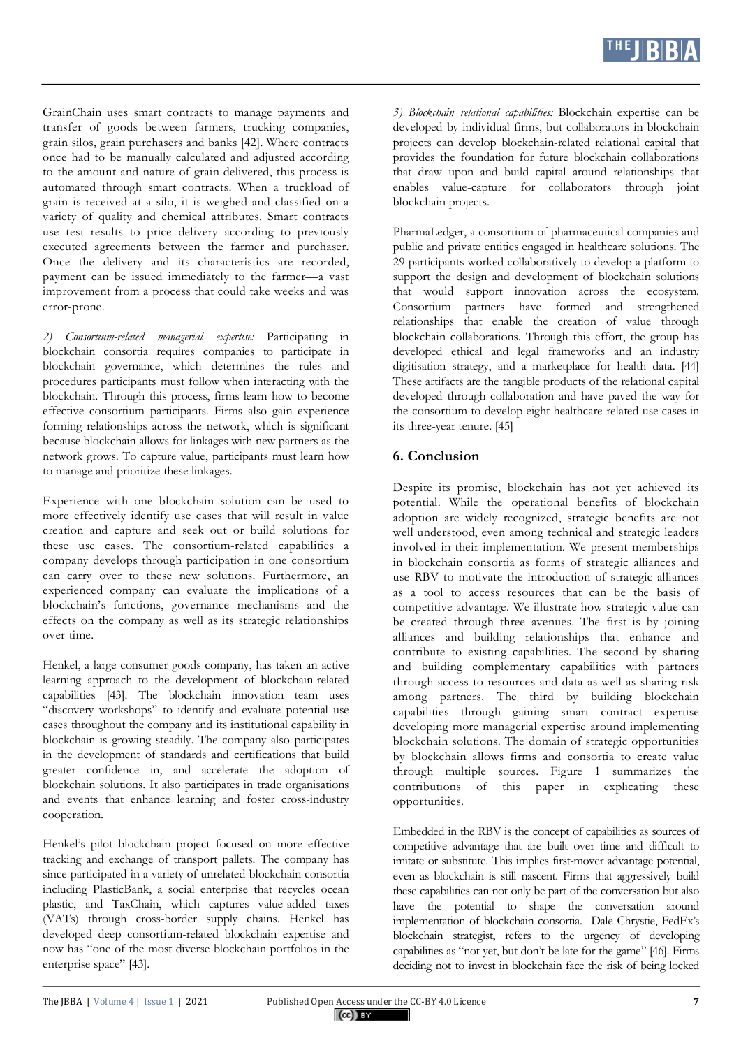GrainChain uses smart contracts to manage payments and transfer of goods between farmers, trucking companies, grain silos, grain purchasers and banks [42]. Where contracts once had to be manually calculated and adjusted according to the amount and nature of grain delivered, this process is automated through smart contracts. When a truckload of grain is received at a silo, it is weighed and classified on a variety of quality and chemical attributes. Smart contracts use test results to price delivery according to previously executed agreements between the farmer and purchaser. Once the delivery and its characteristics are recorded, payment can be issued immediately to the farmer—a vast improvement from a process that could take weeks and was error-prone.

*2) Consortium-related managerial expertise:* Participating in blockchain consortia requires companies to participate in blockchain governance, which determines the rules and procedures participants must follow when interacting with the blockchain. Through this process, firms learn how to become effective consortium participants. Firms also gain experience forming relationships across the network, which is significant because blockchain allows for linkages with new partners as the network grows. To capture value, participants must learn how to manage and prioritize these linkages.

Experience with one blockchain solution can be used to more effectively identify use cases that will result in value creation and capture and seek out or build solutions for these use cases. The consortium-related capabilities a company develops through participation in one consortium can carry over to these new solutions. Furthermore, an experienced company can evaluate the implications of a blockchain's functions, governance mechanisms and the effects on the company as well as its strategic relationships over time.

Henkel, a large consumer goods company, has taken an active learning approach to the development of blockchain-related capabilities [43]. The blockchain innovation team uses "discovery workshops" to identify and evaluate potential use cases throughout the company and its institutional capability in blockchain is growing steadily. The company also participates in the development of standards and certifications that build greater confidence in, and accelerate the adoption of blockchain solutions. It also participates in trade organisations and events that enhance learning and foster cross-industry cooperation.

Henkel's pilot blockchain project focused on more effective tracking and exchange of transport pallets. The company has since participated in a variety of unrelated blockchain consortia including PlasticBank, a social enterprise that recycles ocean plastic, and TaxChain, which captures value-added taxes (VATs) through cross-border supply chains. Henkel has developed deep consortium-related blockchain expertise and now has "one of the most diverse blockchain portfolios in the enterprise space" [43].

*3) Blockchain relational capabilities:* Blockchain expertise can be developed by individual firms, but collaborators in blockchain projects can develop blockchain-related relational capital that provides the foundation for future blockchain collaborations that draw upon and build capital around relationships that enables value-capture for collaborators through joint blockchain projects.

PharmaLedger, a consortium of pharmaceutical companies and public and private entities engaged in healthcare solutions. The 29 participants worked collaboratively to develop a platform to support the design and development of blockchain solutions that would support innovation across the ecosystem. Consortium partners have formed and strengthened relationships that enable the creation of value through blockchain collaborations. Through this effort, the group has developed ethical and legal frameworks and an industry digitisation strategy, and a marketplace for health data. [44] These artifacts are the tangible products of the relational capital developed through collaboration and have paved the way for the consortium to develop eight healthcare-related use cases in its three-year tenure. [45]

## 6. Conclusion

Despite its promise, blockchain has not yet achieved its potential. While the operational benefits of blockchain adoption are widely recognized, strategic benefits are not well understood, even among technical and strategic leaders involved in their implementation. We present memberships in blockchain consortia as forms of strategic alliances and use RBV to motivate the introduction of strategic alliances as a tool to access resources that can be the basis of competitive advantage. We illustrate how strategic value can be created through three avenues. The first is by joining alliances and building relationships that enhance and contribute to existing capabilities. The second by sharing and building complementary capabilities with partners through access to resources and data as well as sharing risk among partners. The third by building blockchain capabilities through gaining smart contract expertise developing more managerial expertise around implementing blockchain solutions. The domain of strategic opportunities by blockchain allows firms and consortia to create value through multiple sources. Figure 1 summarizes the contributions of this paper in explicating these opportunities.

Embedded in the RBV is the concept of capabilities as sources of competitive advantage that are built over time and difficult to imitate or substitute. This implies first-mover advantage potential, even as blockchain is still nascent. Firms that aggressively build these capabilities can not only be part of the conversation but also have the potential to shape the conversation around implementation of blockchain consortia. Dale Chrystie, FedEx's blockchain strategist, refers to the urgency of developing capabilities as "not yet, but don't be late for the game" [46]. Firms deciding not to invest in blockchain face the risk of being locked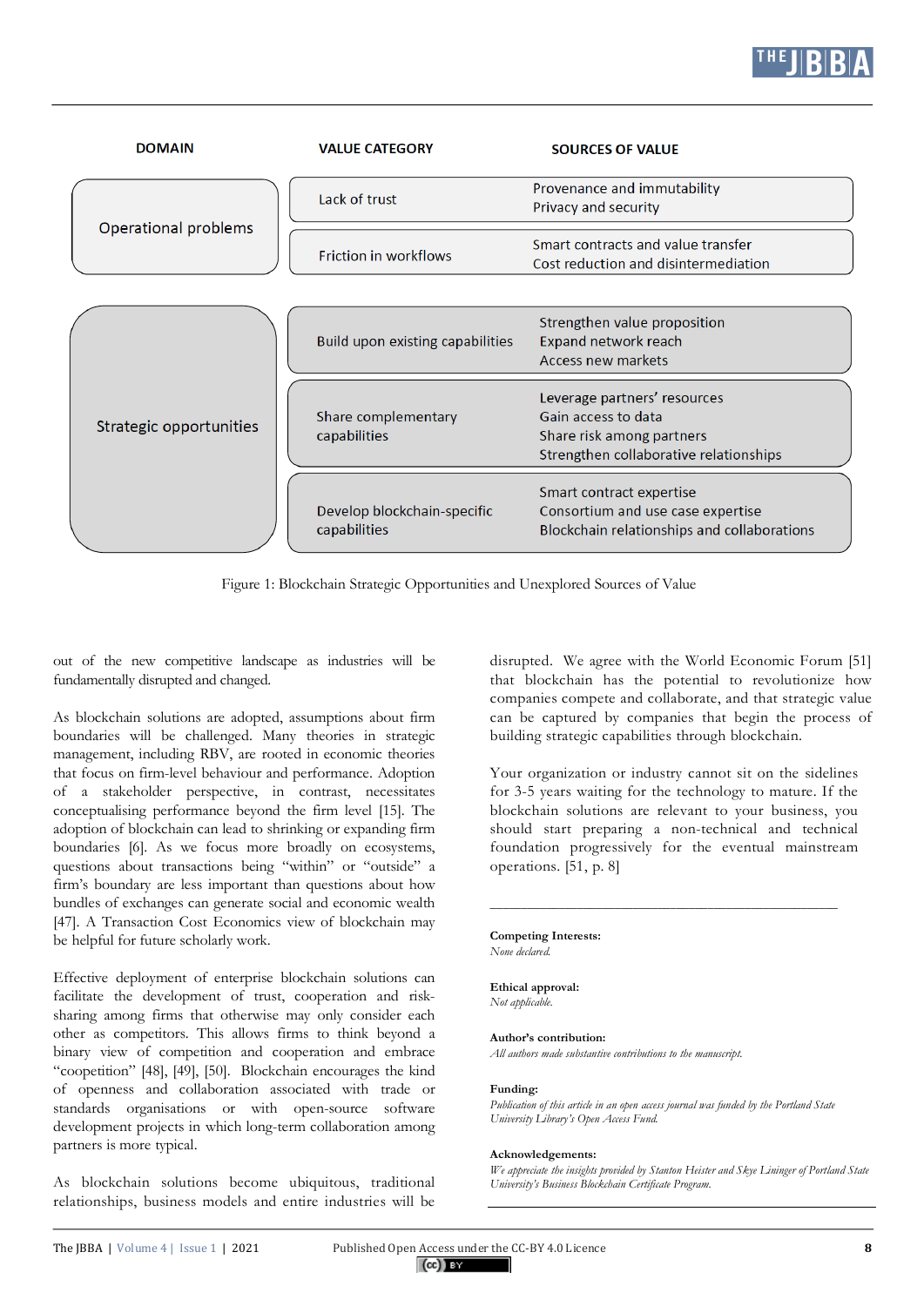| DOMAIN | VALUE CATEGORY | SOURCES OF VALUE |
|---|---|---|
| Operational problems | Lack of trust | Provenance and immutability<br>Privacy and security |
| | Friction in workflows | Smart contracts and value transfer<br>Cost reduction and disintermediation |
| Strategic opportunities | Build upon existing capabilities | Strengthen value proposition<br>Expand network reach<br>Access new markets |
| | Share complementary capabilities | Leverage partners' resources<br>Gain access to data<br>Share risk among partners<br>Strengthen collaborative relationships |
| | Develop blockchain-specific capabilities | Smart contract expertise<br>Consortium and use case expertise<br>Blockchain relationships and collaborations |

Figure 1: Blockchain Strategic Opportunities and Unexplored Sources of Value

out of the new competitive landscape as industries will be fundamentally disrupted and changed.

As blockchain solutions are adopted, assumptions about firm boundaries will be challenged. Many theories in strategic management, including RBV, are rooted in economic theories that focus on firm-level behaviour and performance. Adoption of a stakeholder perspective, in contrast, necessitates conceptualising performance beyond the firm level [15]. The adoption of blockchain can lead to shrinking or expanding firm boundaries [6]. As we focus more broadly on ecosystems, questions about transactions being "within" or "outside" a firm's boundary are less important than questions about how bundles of exchanges can generate social and economic wealth [47]. A Transaction Cost Economics view of blockchain may be helpful for future scholarly work.

Effective deployment of enterprise blockchain solutions can facilitate the development of trust, cooperation and risk-sharing among firms that otherwise may only consider each other as competitors. This allows firms to think beyond a binary view of competition and cooperation and embrace "coopetition" [48], [49], [50]. Blockchain encourages the kind of openness and collaboration associated with trade or standards organisations or with open-source software development projects in which long-term collaboration among partners is more typical.

As blockchain solutions become ubiquitous, traditional relationships, business models and entire industries will be disrupted. We agree with the World Economic Forum [51] that blockchain has the potential to revolutionize how companies compete and collaborate, and that strategic value can be captured by companies that begin the process of building strategic capabilities through blockchain.

> Your organization or industry cannot sit on the sidelines for 3-5 years waiting for the technology to mature. If the blockchain solutions are relevant to your business, you should start preparing a non-technical and technical foundation progressively for the eventual mainstream operations. [51, p. 8]

---

**Competing Interests:**
*None declared.*

**Ethical approval:**
*Not applicable.*

**Author's contribution:**
*All authors made substantive contributions to the manuscript.*

**Funding:**
*Publication of this article in an open access journal was funded by the Portland State University Library's Open Access Fund.*

**Acknowledgements:**
*We appreciate the insights provided by Stanton Heister and Skye Lininger of Portland State University's Business Blockchain Certificate Program.*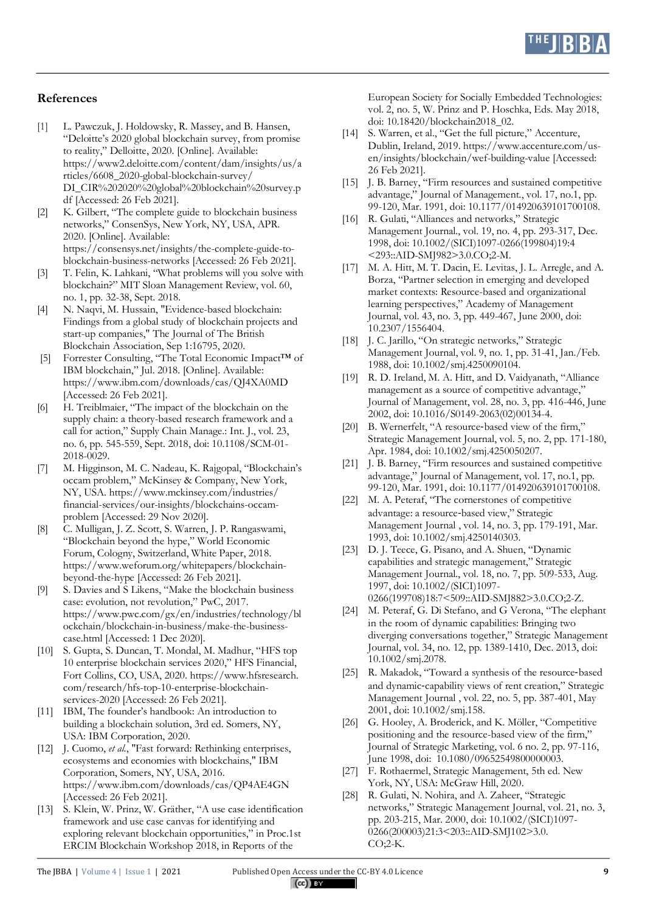## References

[1] L. Pawczuk, J. Holdowsky, R. Massey, and B. Hansen, "Deloitte's 2020 global blockchain survey, from promise to reality," Deloitte, 2020. [Online]. Available: https://www2.deloitte.com/content/dam/insights/us/articles/6608_2020-global-blockchain-survey/DI_CIR%202020%20global%20blockchain%20survey.pdf [Accessed: 26 Feb 2021].

[2] K. Gilbert, "The complete guide to blockchain business networks," ConsenSys, New York, NY, USA, APR. 2020. [Online]. Available: https://consensys.net/insights/the-complete-guide-to-blockchain-business-networks [Accessed: 26 Feb 2021].

[3] T. Felin, K. Lahkani, "What problems will you solve with blockchain?" MIT Sloan Management Review, vol. 60, no. 1, pp. 32-38, Sept. 2018.

[4] N. Naqvi, M. Hussain, "Evidence-based blockchain: Findings from a global study of blockchain projects and start-up companies," The Journal of The British Blockchain Association, Sep 1:16795, 2020.

[5] Forrester Consulting, "The Total Economic Impact™ of IBM blockchain," Jul. 2018. [Online]. Available: https://www.ibm.com/downloads/cas/QJ4XA0MD [Accessed: 26 Feb 2021].

[6] H. Treiblmaier, "The impact of the blockchain on the supply chain: a theory-based research framework and a call for action," Supply Chain Manage.: Int. J., vol. 23, no. 6, pp. 545-559, Sept. 2018, doi: 10.1108/SCM-01-2018-0029.

[7] M. Higginson, M. C. Nadeau, K. Rajgopal, "Blockchain's occam problem," McKinsey & Company, New York, NY, USA. https://www.mckinsey.com/industries/financial-services/our-insights/blockchains-occam-problem [Accessed: 29 Nov 2020].

[8] C. Mulligan, J. Z. Scott, S. Warren, J. P. Rangaswami, "Blockchain beyond the hype," World Economic Forum, Cologny, Switzerland, White Paper, 2018. https://www.weforum.org/whitepapers/blockchain-beyond-the-hype [Accessed: 26 Feb 2021].

[9] S. Davies and S Likens, "Make the blockchain business case: evolution, not revolution," PwC, 2017. https://www.pwc.com/gx/en/industries/technology/blockchain/blockchain-in-business/make-the-business-case.html [Accessed: 1 Dec 2020].

[10] S. Gupta, S. Duncan, T. Mondal, M. Madhur, "HFS top 10 enterprise blockchain services 2020," HFS Financial, Fort Collins, CO, USA, 2020. https://www.hfsresearch.com/research/hfs-top-10-enterprise-blockchain-services-2020 [Accessed: 26 Feb 2021].

[11] IBM, The founder's handbook: An introduction to building a blockchain solution, 3rd ed. Somers, NY, USA: IBM Corporation, 2020.

[12] J. Cuomo, *et al.*, "Fast forward: Rethinking enterprises, ecosystems and economies with blockchains," IBM Corporation, Somers, NY, USA, 2016. https://www.ibm.com/downloads/cas/QP4AE4GN [Accessed: 26 Feb 2021].

[13] S. Klein, W. Prinz, W. Gräther, "A use case identification framework and use case canvas for identifying and exploring relevant blockchain opportunities," in Proc.1st ERCIM Blockchain Workshop 2018, in Reports of the European Society for Socially Embedded Technologies: vol. 2, no. 5, W. Prinz and P. Hoschka, Eds. May 2018, doi: 10.18420/blockchain2018_02.

[14] S. Warren, et al., "Get the full picture," Accenture, Dublin, Ireland, 2019. https://www.accenture.com/us-en/insights/blockchain/wef-building-value [Accessed: 26 Feb 2021].

[15] J. B. Barney, "Firm resources and sustained competitive advantage," Journal of Management., vol. 17, no.1, pp. 99-120, Mar. 1991, doi: 10.1177/014920639101700108.

[16] R. Gulati, "Alliances and networks," Strategic Management Journal., vol. 19, no. 4, pp. 293-317, Dec. 1998, doi: 10.1002/(SICI)1097-0266(199804)19:4<293::AID-SMJ982>3.0.CO;2-M.

[17] M. A. Hitt, M. T. Dacin, E. Levitas, J. L. Arregle, and A. Borza, "Partner selection in emerging and developed market contexts: Resource-based and organizational learning perspectives," Academy of Management Journal, vol. 43, no. 3, pp. 449-467, June 2000, doi: 10.2307/1556404.

[18] J. C. Jarillo, "On strategic networks," Strategic Management Journal, vol. 9, no. 1, pp. 31-41, Jan./Feb. 1988, doi: 10.1002/smj.4250090104.

[19] R. D. Ireland, M. A. Hitt, and D. Vaidyanath, "Alliance management as a source of competitive advantage," Journal of Management, vol. 28, no. 3, pp. 416-446, June 2002, doi: 10.1016/S0149-2063(02)00134-4.

[20] B. Wernerfelt, "A resource‐based view of the firm," Strategic Management Journal, vol. 5, no. 2, pp. 171-180, Apr. 1984, doi: 10.1002/smj.4250050207.

[21] J. B. Barney, "Firm resources and sustained competitive advantage," Journal of Management, vol. 17, no.1, pp. 99-120, Mar. 1991, doi: 10.1177/014920639101700108.

[22] M. A. Peteraf, "The cornerstones of competitive advantage: a resource‐based view," Strategic Management Journal , vol. 14, no. 3, pp. 179-191, Mar. 1993, doi: 10.1002/smj.4250140303.

[23] D. J. Teece, G. Pisano, and A. Shuen, "Dynamic capabilities and strategic management," Strategic Management Journal., vol. 18, no. 7, pp. 509-533, Aug. 1997, doi: 10.1002/(SICI)1097-0266(199708)18:7<509::AID-SMJ882>3.0.CO;2-Z.

[24] M. Peteraf, G. Di Stefano, and G Verona, "The elephant in the room of dynamic capabilities: Bringing two diverging conversations together," Strategic Management Journal, vol. 34, no. 12, pp. 1389-1410, Dec. 2013, doi: 10.1002/smj.2078.

[25] R. Makadok, "Toward a synthesis of the resource‐based and dynamic‐capability views of rent creation," Strategic Management Journal , vol. 22, no. 5, pp. 387-401, May 2001, doi: 10.1002/smj.158.

[26] G. Hooley, A. Broderick, and K. Möller, "Competitive positioning and the resource-based view of the firm," Journal of Strategic Marketing, vol. 6 no. 2, pp. 97-116, June 1998, doi: 10.1080/09652549800000003.

[27] F. Rothaermel, Strategic Management, 5th ed. New York, NY, USA: McGraw Hill, 2020.

[28] R. Gulati, N. Nohira, and A. Zaheer, "Strategic networks," Strategic Management Journal, vol. 21, no. 3, pp. 203-215, Mar. 2000, doi: 10.1002/(SICI)1097-0266(200003)21:3<203::AID-SMJ102>3.0.CO;2-K.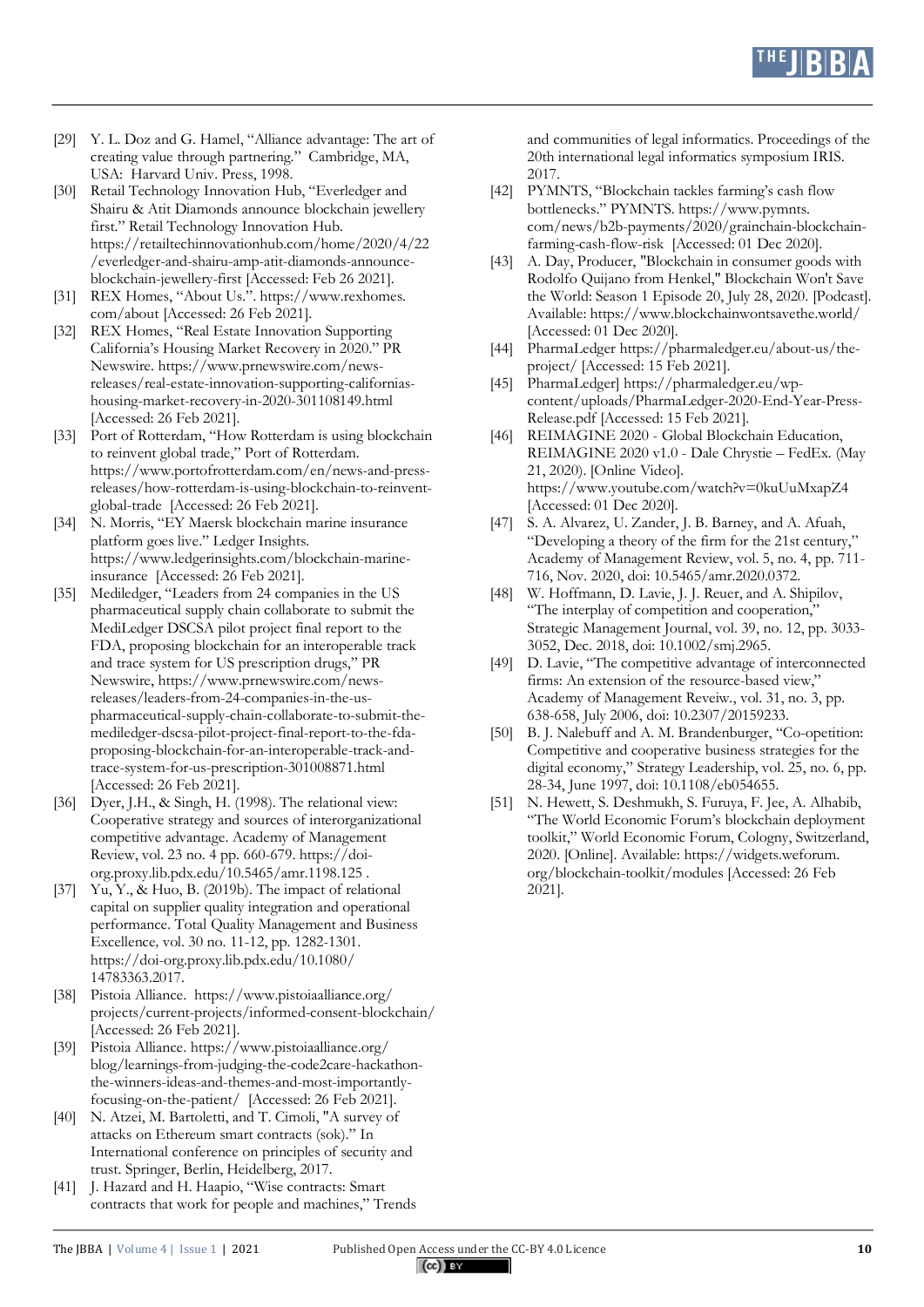[29] Y. L. Doz and G. Hamel, "Alliance advantage: The art of creating value through partnering." Cambridge, MA, USA: Harvard Univ. Press, 1998.

[30] Retail Technology Innovation Hub, "Everledger and Shairu & Atit Diamonds announce blockchain jewellery first." Retail Technology Innovation Hub. https://retailtechinnovationhub.com/home/2020/4/22/everledger-and-shairu-amp-atit-diamonds-announce-blockchain-jewellery-first [Accessed: Feb 26 2021].

[31] REX Homes, "About Us.". https://www.rexhomes.com/about [Accessed: 26 Feb 2021].

[32] REX Homes, "Real Estate Innovation Supporting California's Housing Market Recovery in 2020." PR Newswire. https://www.prnewswire.com/news-releases/real-estate-innovation-supporting-californias-housing-market-recovery-in-2020-301108149.html [Accessed: 26 Feb 2021].

[33] Port of Rotterdam, "How Rotterdam is using blockchain to reinvent global trade," Port of Rotterdam. https://www.portofrotterdam.com/en/news-and-press-releases/how-rotterdam-is-using-blockchain-to-reinvent-global-trade [Accessed: 26 Feb 2021].

[34] N. Morris, "EY Maersk blockchain marine insurance platform goes live." Ledger Insights. https://www.ledgerinsights.com/blockchain-marine-insurance [Accessed: 26 Feb 2021].

[35] Medilegder, "Leaders from 24 companies in the US pharmaceutical supply chain collaborate to submit the MediLedger DSCSA pilot project final report to the FDA, proposing blockchain for an interoperable track and trace system for US prescription drugs," PR Newswire, https://www.prnewswire.com/news-releases/leaders-from-24-companies-in-the-us-pharmaceutical-supply-chain-collaborate-to-submit-the-mediledger-dscsa-pilot-project-final-report-to-the-fda-proposing-blockchain-for-an-interoperable-track-and-trace-system-for-us-prescription-drugs-301008871.html [Accessed: 26 Feb 2021].

[36] Dyer, J.H., & Singh, H. (1998). The relational view: Cooperative strategy and sources of interorganizational competitive advantage. Academy of Management Review, vol. 23 no. 4 pp. 660-679. https://doi-org.proxy.lib.pdx.edu/10.5465/amr.1198.125 .

[37] Yu, Y., & Huo, B. (2019b). The impact of relational capital on supplier quality integration and operational performance. Total Quality Management and Business Excellence*,* vol. 30 no. 11-12, pp. 1282-1301. https://doi-org.proxy.lib.pdx.edu/10.1080/14783363.2017.

[38] Pistoia Alliance. https://www.pistoiaalliance.org/projects/current-projects/informed-consent-blockchain/ [Accessed: 26 Feb 2021].

[39] Pistoia Alliance. https://www.pistoiaalliance.org/blog/learnings-from-judging-the-code2care-hackathon-the-winners-ideas-and-themes-and-most-importantly-focusing-on-the-patient/ [Accessed: 26 Feb 2021].

[40] N. Atzei, M. Bartoletti, and T. Cimoli, "A survey of attacks on Ethereum smart contracts (sok)." In International conference on principles of security and trust. Springer, Berlin, Heidelberg, 2017.

[41] J. Hazard and H. Haapio, "Wise contracts: Smart contracts that work for people and machines," Trends and communities of legal informatics. Proceedings of the 20th international legal informatics symposium IRIS. 2017.

[42] PYMNTS, "Blockchain tackles farming's cash flow bottlenecks." PYMNTS. https://www.pymnts.com/news/b2b-payments/2020/grainchain-blockchain-farming-cash-flow-risk [Accessed: 01 Dec 2020].

[43] A. Day, Producer, "Blockchain in consumer goods with Rodolfo Quijano from Henkel," Blockchain Won't Save the World: Season 1 Episode 20, July 28, 2020. [Podcast]. Available: https://www.blockchainwontsavethe.world/ [Accessed: 01 Dec 2020].

[44] PharmaLedger https://pharmaledger.eu/about-us/the-project/ [Accessed: 15 Feb 2021].

[45] PharmaLedger] https://pharmaledger.eu/wp-content/uploads/PharmaLedger-2020-End-Year-Press-Release.pdf [Accessed: 15 Feb 2021].

[46] REIMAGINE 2020 - Global Blockchain Education, REIMAGINE 2020 v1.0 - Dale Chrystie – FedEx. (May 21, 2020). [Online Video]. https://www.youtube.com/watch?v=0kuUuMxapZ4 [Accessed: 01 Dec 2020].

[47] S. A. Alvarez, U. Zander, J. B. Barney, and A. Afuah, "Developing a theory of the firm for the 21st century," Academy of Management Review, vol. 5, no. 4, pp. 711-716, Nov. 2020, doi: 10.5465/amr.2020.0372.

[48] W. Hoffmann, D. Lavie, J. J. Reuer, and A. Shipilov, "The interplay of competition and cooperation," Strategic Management Journal, vol. 39, no. 12, pp. 3033-3052, Dec. 2018, doi: 10.1002/smj.2965.

[49] D. Lavie, "The competitive advantage of interconnected firms: An extension of the resource-based view," Academy of Management Reveiw., vol. 31, no. 3, pp. 638-658, July 2006, doi: 10.2307/20159233.

[50] B. J. Nalebuff and A. M. Brandenburger, "Co-opetition: Competitive and cooperative business strategies for the digital economy," Strategy Leadership, vol. 25, no. 6, pp. 28-34, June 1997, doi: 10.1108/eb054655.

[51] N. Hewett, S. Deshmukh, S. Furuya, F. Jee, A. Alhabib, "The World Economic Forum's blockchain deployment toolkit," World Economic Forum, Cologny, Switzerland, 2020. [Online]. Available: https://widgets.weforum.org/blockchain-toolkit/modules [Accessed: 26 Feb 2021].